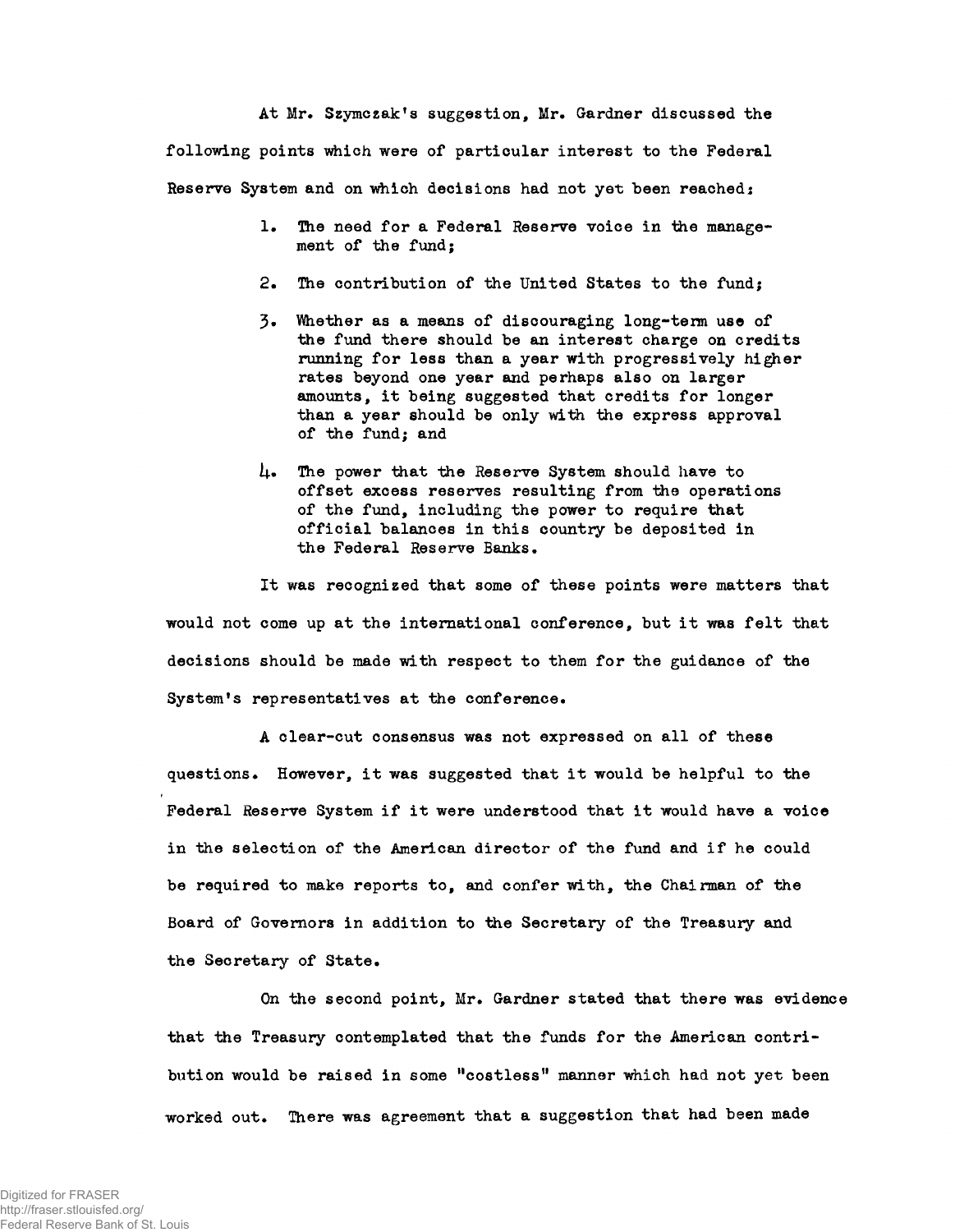At Mr. Szymczak's suggestion, Mr. Gardner discussed the following points which were of particular interest to the Federal Reserve System and on which decisions had not yet been reached:

1. The need for a Federal Reserve voice in the management of the fund;
2. The contribution of the United States to the fund;
3. Whether as a means of discouraging long-term use of the fund there should be an interest charge on credits running for less than a year with progressively higher rates beyond one year and perhaps also on larger amounts, it being suggested that credits for longer than a year should be only with the express approval of the fund; and
4. The power that the Reserve System should have to offset excess reserves resulting from the operations of the fund, including the power to require that official balances in this country be deposited in the Federal Reserve Banks.

It was recognized that some of these points were matters that would not come up at the international conference, but it was felt that decisions should be made with respect to them for the guidance of the System's representatives at the conference.

A clear-cut consensus was not expressed on all of these questions. However, it was suggested that it would be helpful to the Federal Reserve System if it were understood that it would have a voice in the selection of the American director of the fund and if he could be required to make reports to, and confer with, the Chairman of the Board of Governors in addition to the Secretary of the Treasury and the Secretary of State.

On the second point, Mr. Gardner stated that there was evidence that the Treasury contemplated that the funds for the American contribution would be raised in some "costless" manner which had not yet been worked out. There was agreement that a suggestion that had been made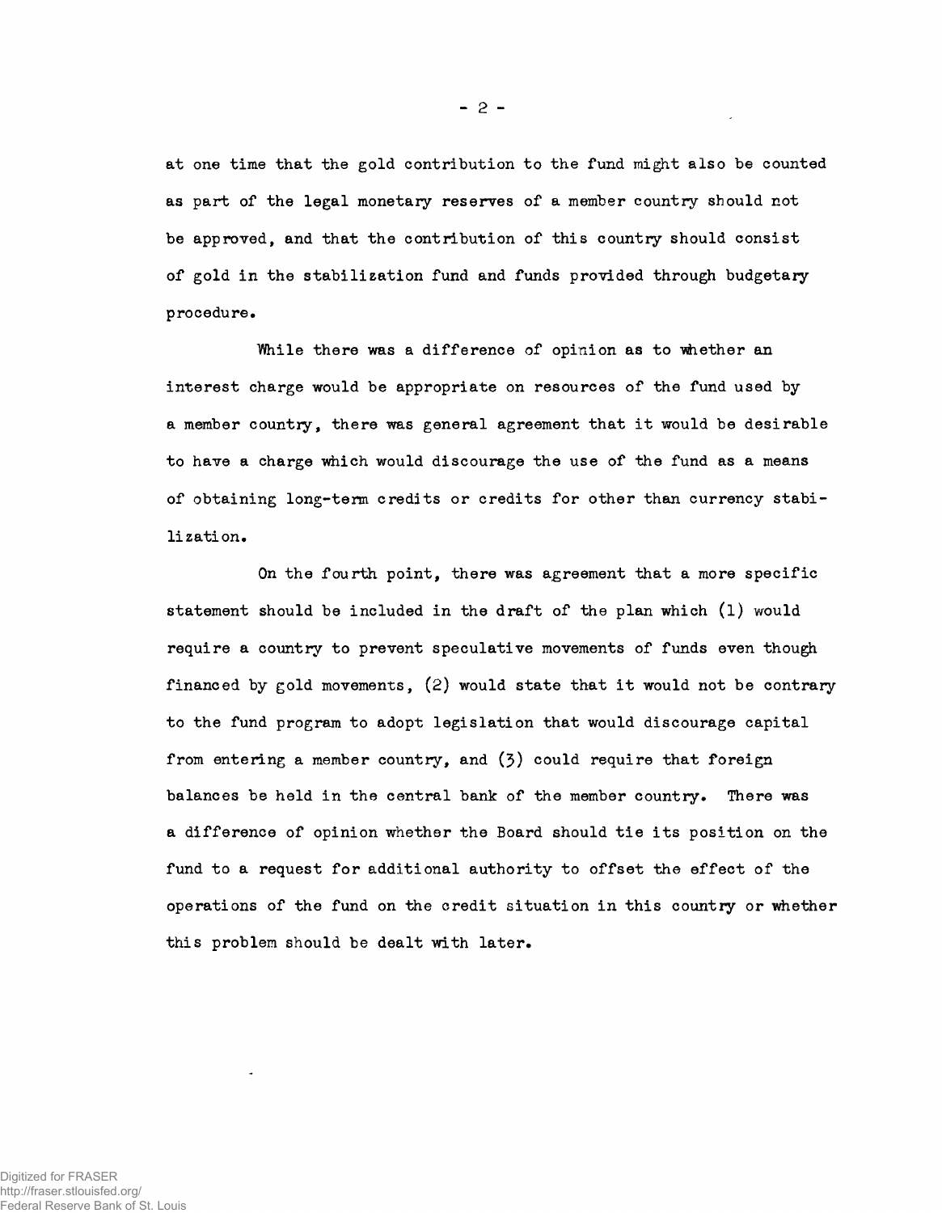at one time that the gold contribution to the fund might also be counted as part of the legal monetary reserves of a member country should not be approved, and that the contribution of this country should consist of gold in the stabilization fund and funds provided through budgetary procedure.

While there was a difference of opinion as to whether an interest charge would be appropriate on resources of the fund used by a member country, there was general agreement that it would be desirable to have a charge which would discourage the use of the fund as a means of obtaining long-term credits or credits for other than currency stabilization.

On the fourth point, there was agreement that a more specific statement should be included in the draft of the plan which (1) would require a country to prevent speculative movements of funds even though financed by gold movements, (2) would state that it would not be contrary to the fund program to adopt legislation that would discourage capital from entering a member country, and (3) could require that foreign balances be held in the central bank of the member country. There was a difference of opinion whether the Board should tie its position on the fund to a request for additional authority to offset the effect of the operations of the fund on the credit situation in this country or whether this problem should be dealt with later.